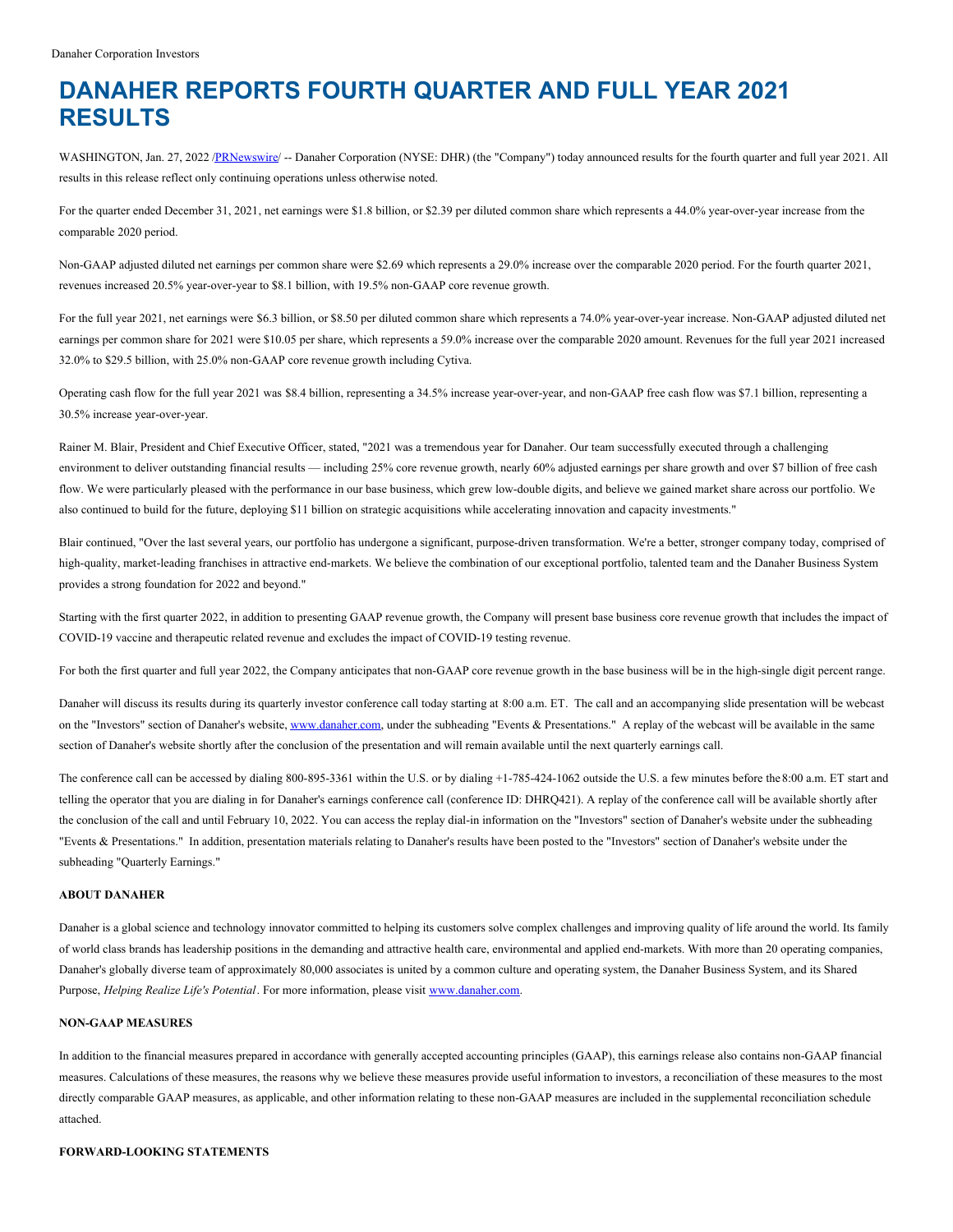Danaher Corporation Investors

# DANAHER REPORTS FOURTH QUARTER AND FULL YEAR 2021 RESULTS

WASHINGTON, Jan. 27, 2022 /PRNewswire/ -- Danaher Corporation (NYSE: DHR) (the "Company") today announced results for the fourth quarter and full year 2021. All results in this release reflect only continuing operations unless otherwise noted.

For the quarter ended December 31, 2021, net earnings were $1.8 billion, or $2.39 per diluted common share which represents a 44.0% year-over-year increase from the comparable 2020 period.

Non-GAAP adjusted diluted net earnings per common share were $2.69 which represents a 29.0% increase over the comparable 2020 period. For the fourth quarter 2021, revenues increased 20.5% year-over-year to $8.1 billion, with 19.5% non-GAAP core revenue growth.

For the full year 2021, net earnings were $6.3 billion, or $8.50 per diluted common share which represents a 74.0% year-over-year increase. Non-GAAP adjusted diluted net earnings per common share for 2021 were $10.05 per share, which represents a 59.0% increase over the comparable 2020 amount. Revenues for the full year 2021 increased 32.0% to $29.5 billion, with 25.0% non-GAAP core revenue growth including Cytiva.

Operating cash flow for the full year 2021 was $8.4 billion, representing a 34.5% increase year-over-year, and non-GAAP free cash flow was $7.1 billion, representing a 30.5% increase year-over-year.

Rainer M. Blair, President and Chief Executive Officer, stated, "2021 was a tremendous year for Danaher. Our team successfully executed through a challenging environment to deliver outstanding financial results — including 25% core revenue growth, nearly 60% adjusted earnings per share growth and over $7 billion of free cash flow. We were particularly pleased with the performance in our base business, which grew low-double digits, and believe we gained market share across our portfolio. We also continued to build for the future, deploying $11 billion on strategic acquisitions while accelerating innovation and capacity investments."

Blair continued, "Over the last several years, our portfolio has undergone a significant, purpose-driven transformation. We're a better, stronger company today, comprised of high-quality, market-leading franchises in attractive end-markets. We believe the combination of our exceptional portfolio, talented team and the Danaher Business System provides a strong foundation for 2022 and beyond."

Starting with the first quarter 2022, in addition to presenting GAAP revenue growth, the Company will present base business core revenue growth that includes the impact of COVID-19 vaccine and therapeutic related revenue and excludes the impact of COVID-19 testing revenue.

For both the first quarter and full year 2022, the Company anticipates that non-GAAP core revenue growth in the base business will be in the high-single digit percent range.

Danaher will discuss its results during its quarterly investor conference call today starting at 8:00 a.m. ET. The call and an accompanying slide presentation will be webcast on the "Investors" section of Danaher's website, www.danaher.com, under the subheading "Events & Presentations." A replay of the webcast will be available in the same section of Danaher's website shortly after the conclusion of the presentation and will remain available until the next quarterly earnings call.

The conference call can be accessed by dialing 800-895-3361 within the U.S. or by dialing +1-785-424-1062 outside the U.S. a few minutes before the 8:00 a.m. ET start and telling the operator that you are dialing in for Danaher's earnings conference call (conference ID: DHRQ421). A replay of the conference call will be available shortly after the conclusion of the call and until February 10, 2022. You can access the replay dial-in information on the "Investors" section of Danaher's website under the subheading "Events & Presentations." In addition, presentation materials relating to Danaher's results have been posted to the "Investors" section of Danaher's website under the subheading "Quarterly Earnings."

**ABOUT DANAHER**

Danaher is a global science and technology innovator committed to helping its customers solve complex challenges and improving quality of life around the world. Its family of world class brands has leadership positions in the demanding and attractive health care, environmental and applied end-markets. With more than 20 operating companies, Danaher's globally diverse team of approximately 80,000 associates is united by a common culture and operating system, the Danaher Business System, and its Shared Purpose, *Helping Realize Life's Potential*. For more information, please visit www.danaher.com.

**NON-GAAP MEASURES**

In addition to the financial measures prepared in accordance with generally accepted accounting principles (GAAP), this earnings release also contains non-GAAP financial measures. Calculations of these measures, the reasons why we believe these measures provide useful information to investors, a reconciliation of these measures to the most directly comparable GAAP measures, as applicable, and other information relating to these non-GAAP measures are included in the supplemental reconciliation schedule attached.

**FORWARD-LOOKING STATEMENTS**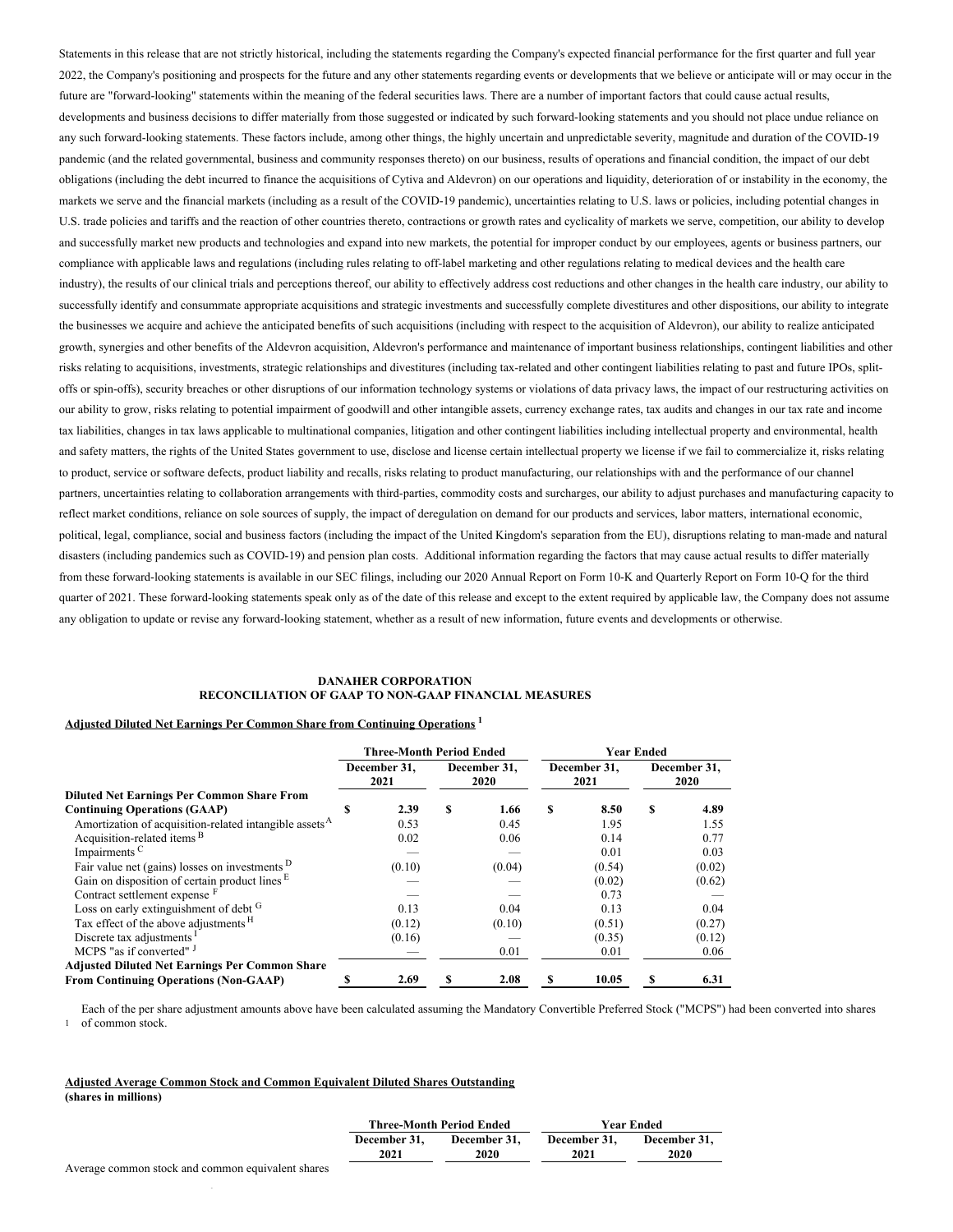Statements in this release that are not strictly historical, including the statements regarding the Company's expected financial performance for the first quarter and full year 2022, the Company's positioning and prospects for the future and any other statements regarding events or developments that we believe or anticipate will or may occur in the future are "forward-looking" statements within the meaning of the federal securities laws. There are a number of important factors that could cause actual results, developments and business decisions to differ materially from those suggested or indicated by such forward-looking statements and you should not place undue reliance on any such forward-looking statements. These factors include, among other things, the highly uncertain and unpredictable severity, magnitude and duration of the COVID-19 pandemic (and the related governmental, business and community responses thereto) on our business, results of operations and financial condition, the impact of our debt obligations (including the debt incurred to finance the acquisitions of Cytiva and Aldevron) on our operations and liquidity, deterioration of or instability in the economy, the markets we serve and the financial markets (including as a result of the COVID-19 pandemic), uncertainties relating to U.S. laws or policies, including potential changes in U.S. trade policies and tariffs and the reaction of other countries thereto, contractions or growth rates and cyclicality of markets we serve, competition, our ability to develop and successfully market new products and technologies and expand into new markets, the potential for improper conduct by our employees, agents or business partners, our compliance with applicable laws and regulations (including rules relating to off-label marketing and other regulations relating to medical devices and the health care industry), the results of our clinical trials and perceptions thereof, our ability to effectively address cost reductions and other changes in the health care industry, our ability to successfully identify and consummate appropriate acquisitions and strategic investments and successfully complete divestitures and other dispositions, our ability to integrate the businesses we acquire and achieve the anticipated benefits of such acquisitions (including with respect to the acquisition of Aldevron), our ability to realize anticipated growth, synergies and other benefits of the Aldevron acquisition, Aldevron's performance and maintenance of important business relationships, contingent liabilities and other risks relating to acquisitions, investments, strategic relationships and divestitures (including tax-related and other contingent liabilities relating to past and future IPOs, split-offs or spin-offs), security breaches or other disruptions of our information technology systems or violations of data privacy laws, the impact of our restructuring activities on our ability to grow, risks relating to potential impairment of goodwill and other intangible assets, currency exchange rates, tax audits and changes in our tax rate and income tax liabilities, changes in tax laws applicable to multinational companies, litigation and other contingent liabilities including intellectual property and environmental, health and safety matters, the rights of the United States government to use, disclose and license certain intellectual property we license if we fail to commercialize it, risks relating to product, service or software defects, product liability and recalls, risks relating to product manufacturing, our relationships with and the performance of our channel partners, uncertainties relating to collaboration arrangements with third-parties, commodity costs and surcharges, our ability to adjust purchases and manufacturing capacity to reflect market conditions, reliance on sole sources of supply, the impact of deregulation on demand for our products and services, labor matters, international economic, political, legal, compliance, social and business factors (including the impact of the United Kingdom's separation from the EU), disruptions relating to man-made and natural disasters (including pandemics such as COVID-19) and pension plan costs. Additional information regarding the factors that may cause actual results to differ materially from these forward-looking statements is available in our SEC filings, including our 2020 Annual Report on Form 10-K and Quarterly Report on Form 10-Q for the third quarter of 2021. These forward-looking statements speak only as of the date of this release and except to the extent required by applicable law, the Company does not assume any obligation to update or revise any forward-looking statement, whether as a result of new information, future events and developments or otherwise.

**DANAHER CORPORATION**
**RECONCILIATION OF GAAP TO NON-GAAP FINANCIAL MEASURES**

**Adjusted Diluted Net Earnings Per Common Share from Continuing Operations [1]**

| | Three-Month Period Ended | | Year Ended | |
|---|---|---|---|---|
| | December 31, 2021 | December 31, 2020 | December 31, 2021 | December 31, 2020 |
| **Diluted Net Earnings Per Common Share From Continuing Operations (GAAP)** | $ 2.39 | $ 1.66 | $ 8.50 | $ 4.89 |
| Amortization of acquisition-related intangible assets [A] | 0.53 | 0.45 | 1.95 | 1.55 |
| Acquisition-related items [B] | 0.02 | 0.06 | 0.14 | 0.77 |
| Impairments [C] | — | — | 0.01 | 0.03 |
| Fair value net (gains) losses on investments [D] | (0.10) | (0.04) | (0.54) | (0.02) |
| Gain on disposition of certain product lines [E] | — | — | (0.02) | (0.62) |
| Contract settlement expense [F] | — | — | 0.73 | — |
| Loss on early extinguishment of debt [G] | 0.13 | 0.04 | 0.13 | 0.04 |
| Tax effect of the above adjustments [H] | (0.12) | (0.10) | (0.51) | (0.27) |
| Discrete tax adjustments [I] | (0.16) | — | (0.35) | (0.12) |
| MCPS "as if converted" [J] | — | 0.01 | 0.01 | 0.06 |
| **Adjusted Diluted Net Earnings Per Common Share From Continuing Operations (Non-GAAP)** | $ 2.69 | $ 2.08 | $ 10.05 | $ 6.31 |

[1] Each of the per share adjustment amounts above have been calculated assuming the Mandatory Convertible Preferred Stock ("MCPS") had been converted into shares of common stock.

**Adjusted Average Common Stock and Common Equivalent Diluted Shares Outstanding**
**(shares in millions)**

| | Three-Month Period Ended | | Year Ended | |
|---|---|---|---|---|
| | December 31, 2021 | December 31, 2020 | December 31, 2021 | December 31, 2020 |
| Average common stock and common equivalent shares | | | | |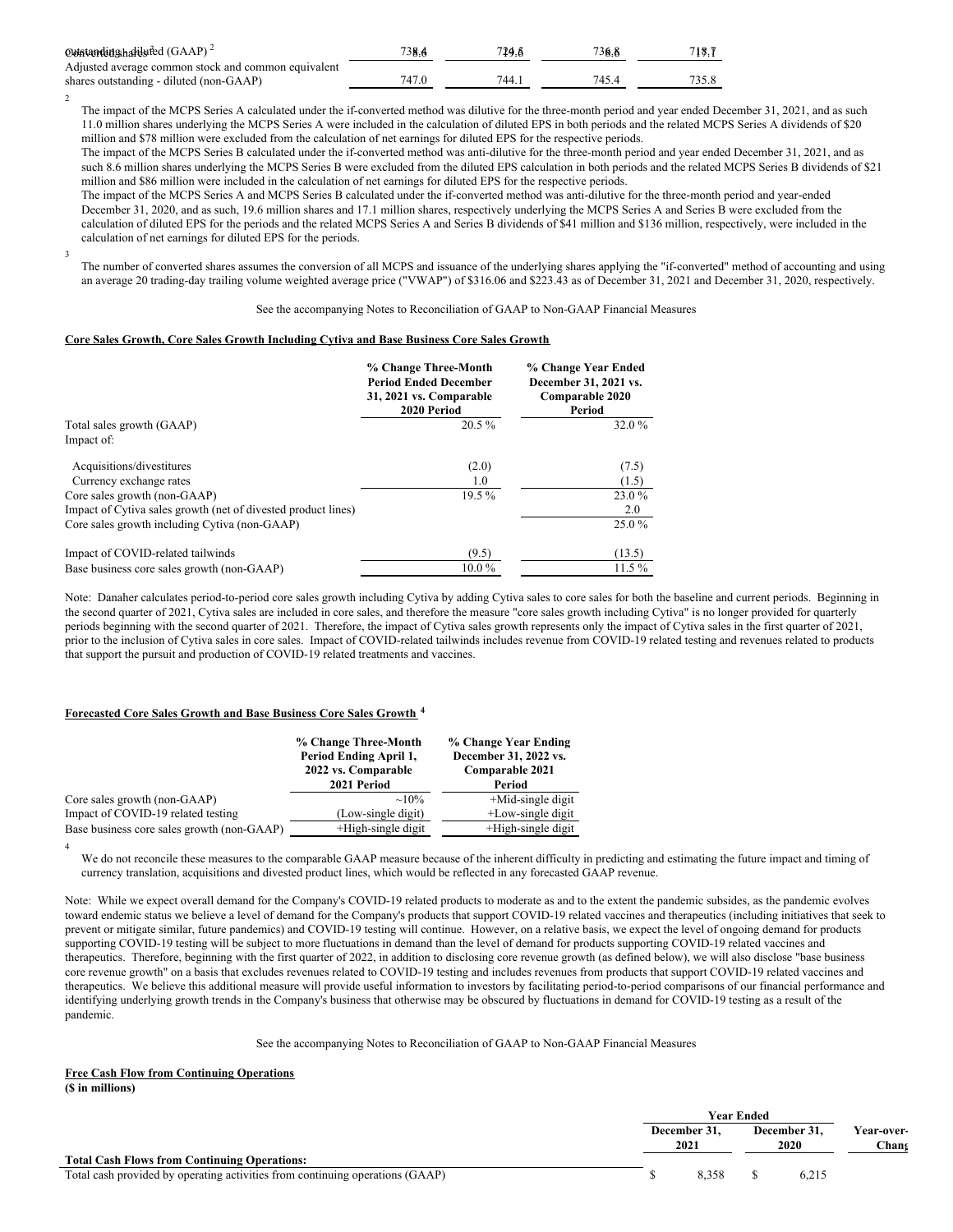| | | | | |
|---|---|---|---|---|
| Converted shares / outstanding - diluted (GAAP) [2] | 738.4 | 724.5 | 736.8 | 718.7 |
| Adjusted average common stock and common equivalent shares outstanding - diluted (non-GAAP) | 747.0 | 744.1 | 745.4 | 735.8 |

[2] The impact of the MCPS Series A calculated under the if-converted method was dilutive for the three-month period and year ended December 31, 2021, and as such 11.0 million shares underlying the MCPS Series A were included in the calculation of diluted EPS in both periods and the related MCPS Series A dividends of $20 million and $78 million were excluded from the calculation of net earnings for diluted EPS for the respective periods.
The impact of the MCPS Series B calculated under the if-converted method was anti-dilutive for the three-month period and year ended December 31, 2021, and as such 8.6 million shares underlying the MCPS Series B were excluded from the diluted EPS calculation in both periods and the related MCPS Series B dividends of $21 million and $86 million were included in the calculation of net earnings for diluted EPS for the respective periods.
The impact of the MCPS Series A and MCPS Series B calculated under the if-converted method was anti-dilutive for the three-month period and year-ended December 31, 2020, and as such, 19.6 million shares and 17.1 million shares, respectively underlying the MCPS Series A and Series B were excluded from the calculation of diluted EPS for the periods and the related MCPS Series A and Series B dividends of $41 million and $136 million, respectively, were included in the calculation of net earnings for diluted EPS for the periods.

[3] The number of converted shares assumes the conversion of all MCPS and issuance of the underlying shares applying the "if-converted" method of accounting and using an average 20 trading-day trailing volume weighted average price ("VWAP") of $316.06 and $223.43 as of December 31, 2021 and December 31, 2020, respectively.

See the accompanying Notes to Reconciliation of GAAP to Non-GAAP Financial Measures

**Core Sales Growth, Core Sales Growth Including Cytiva and Base Business Core Sales Growth**

| | % Change Three-Month Period Ended December 31, 2021 vs. Comparable 2020 Period | % Change Year Ended December 31, 2021 vs. Comparable 2020 Period |
|---|---|---|
| Total sales growth (GAAP) | 20.5 % | 32.0 % |
| Impact of: | | |
| Acquisitions/divestitures | (2.0) | (7.5) |
| Currency exchange rates | 1.0 | (1.5) |
| Core sales growth (non-GAAP) | 19.5 % | 23.0 % |
| Impact of Cytiva sales growth (net of divested product lines) | | 2.0 |
| Core sales growth including Cytiva (non-GAAP) | | 25.0 % |
| Impact of COVID-related tailwinds | (9.5) | (13.5) |
| Base business core sales growth (non-GAAP) | 10.0 % | 11.5 % |

Note: Danaher calculates period-to-period core sales growth including Cytiva by adding Cytiva sales to core sales for both the baseline and current periods. Beginning in the second quarter of 2021, Cytiva sales are included in core sales, and therefore the measure "core sales growth including Cytiva" is no longer provided for quarterly periods beginning with the second quarter of 2021. Therefore, the impact of Cytiva sales growth represents only the impact of Cytiva sales in the first quarter of 2021, prior to the inclusion of Cytiva sales in core sales. Impact of COVID-related tailwinds includes revenue from COVID-19 related testing and revenues related to products that support the pursuit and production of COVID-19 related treatments and vaccines.

**Forecasted Core Sales Growth and Base Business Core Sales Growth [4]**

| | % Change Three-Month Period Ending April 1, 2022 vs. Comparable 2021 Period | % Change Year Ending December 31, 2022 vs. Comparable 2021 Period |
|---|---|---|
| Core sales growth (non-GAAP) | ~10% | +Mid-single digit |
| Impact of COVID-19 related testing | (Low-single digit) | +Low-single digit |
| Base business core sales growth (non-GAAP) | +High-single digit | +High-single digit |

[4] We do not reconcile these measures to the comparable GAAP measure because of the inherent difficulty in predicting and estimating the future impact and timing of currency translation, acquisitions and divested product lines, which would be reflected in any forecasted GAAP revenue.

Note: While we expect overall demand for the Company's COVID-19 related products to moderate as and to the extent the pandemic subsides, as the pandemic evolves toward endemic status we believe a level of demand for the Company's products that support COVID-19 related vaccines and therapeutics (including initiatives that seek to prevent or mitigate similar, future pandemics) and COVID-19 testing will continue. However, on a relative basis, we expect the level of ongoing demand for products supporting COVID-19 testing will be subject to more fluctuations in demand than the level of demand for products supporting COVID-19 related vaccines and therapeutics. Therefore, beginning with the first quarter of 2022, in addition to disclosing core revenue growth (as defined below), we will also disclose "base business core revenue growth" on a basis that excludes revenues related to COVID-19 testing and includes revenues from products that support COVID-19 related vaccines and therapeutics. We believe this additional measure will provide useful information to investors by facilitating period-to-period comparisons of our financial performance and identifying underlying growth trends in the Company's business that otherwise may be obscured by fluctuations in demand for COVID-19 testing as a result of the pandemic.

See the accompanying Notes to Reconciliation of GAAP to Non-GAAP Financial Measures

**Free Cash Flow from Continuing Operations**
**($ in millions)**

| | Year Ended December 31, 2021 | Year Ended December 31, 2020 | Year-over-Year Change |
|---|---|---|---|
| **Total Cash Flows from Continuing Operations:** | | | |
| Total cash provided by operating activities from continuing operations (GAAP) | $ 8,358 | $ 6,215 | |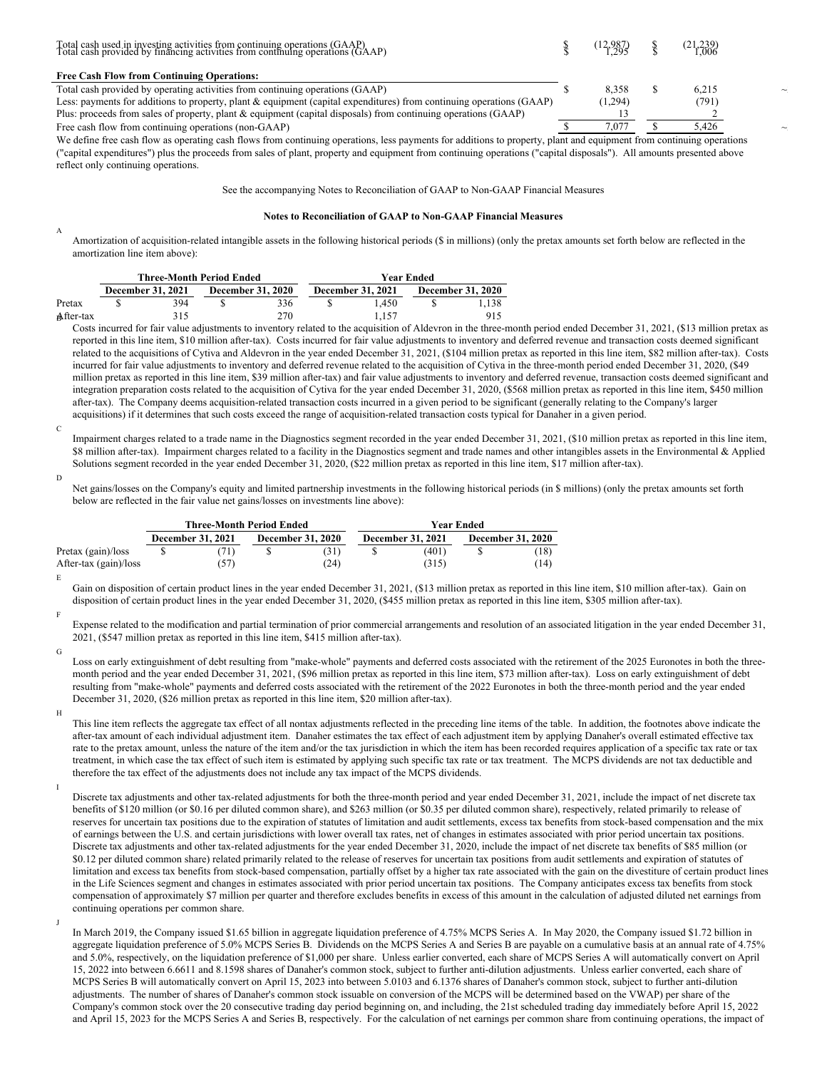| | | | | |
|---|---|---|---|---|
| Total cash used in investing activities from continuing operations (GAAP) | $ | (12,987) | $ | (21,239) |
| Total cash provided by financing activities from continuing operations (GAAP) | $ | 1,295 | $ | 1,006 |

| **Free Cash Flow from Continuing Operations:** | | | | |
|---|---|---|---|---|
| Total cash provided by operating activities from continuing operations (GAAP) | $ | 8,358 | $ | 6,215 |
| Less: payments for additions to property, plant & equipment (capital expenditures) from continuing operations (GAAP) | | (1,294) | | (791) |
| Plus: proceeds from sales of property, plant & equipment (capital disposals) from continuing operations (GAAP) | | 13 | | 2 |
| Free cash flow from continuing operations (non-GAAP) | $ | 7,077 | $ | 5,426 |

We define free cash flow as operating cash flows from continuing operations, less payments for additions to property, plant and equipment from continuing operations ("capital expenditures") plus the proceeds from sales of plant, property and equipment from continuing operations ("capital disposals"). All amounts presented above reflect only continuing operations.

See the accompanying Notes to Reconciliation of GAAP to Non-GAAP Financial Measures

**Notes to Reconciliation of GAAP to Non-GAAP Financial Measures**

A

Amortization of acquisition-related intangible assets in the following historical periods ($ in millions) (only the pretax amounts set forth below are reflected in the amortization line item above):

| | Three-Month Period Ended | | | | Year Ended | | | |
|---|---|---|---|---|---|---|---|---|
| | December 31, 2021 | | December 31, 2020 | | December 31, 2021 | | December 31, 2020 | |
| Pretax | $ | 394 | $ | 336 | $ | 1,450 | $ | 1,138 |
| After-tax | | 315 | | 270 | | 1,157 | | 915 |

B

Costs incurred for fair value adjustments to inventory related to the acquisition of Aldevron in the three-month period ended December 31, 2021, ($13 million pretax as reported in this line item, $10 million after-tax). Costs incurred for fair value adjustments to inventory and deferred revenue and transaction costs deemed significant related to the acquisitions of Cytiva and Aldevron in the year ended December 31, 2021, ($104 million pretax as reported in this line item, $82 million after-tax). Costs incurred for fair value adjustments to inventory and deferred revenue related to the acquisition of Cytiva in the three-month period ended December 31, 2020, ($49 million pretax as reported in this line item, $39 million after-tax) and fair value adjustments to inventory and deferred revenue, transaction costs deemed significant and integration preparation costs related to the acquisition of Cytiva for the year ended December 31, 2020, ($568 million pretax as reported in this line item, $450 million after-tax). The Company deems acquisition-related transaction costs incurred in a given period to be significant (generally relating to the Company's larger acquisitions) if it determines that such costs exceed the range of acquisition-related transaction costs typical for Danaher in a given period.

C

Impairment charges related to a trade name in the Diagnostics segment recorded in the year ended December 31, 2021, ($10 million pretax as reported in this line item, $8 million after-tax). Impairment charges related to a facility in the Diagnostics segment and trade names and other intangibles assets in the Environmental & Applied Solutions segment recorded in the year ended December 31, 2020, ($22 million pretax as reported in this line item, $17 million after-tax).

D

Net gains/losses on the Company's equity and limited partnership investments in the following historical periods (in $ millions) (only the pretax amounts set forth below are reflected in the fair value net gains/losses on investments line above):

| | Three-Month Period Ended | | | | Year Ended | | | |
|---|---|---|---|---|---|---|---|---|
| | December 31, 2021 | | December 31, 2020 | | December 31, 2021 | | December 31, 2020 | |
| Pretax (gain)/loss | $ | (71) | $ | (31) | $ | (401) | $ | (18) |
| After-tax (gain)/loss | | (57) | | (24) | | (315) | | (14) |

E

Gain on disposition of certain product lines in the year ended December 31, 2021, ($13 million pretax as reported in this line item, $10 million after-tax). Gain on disposition of certain product lines in the year ended December 31, 2020, ($455 million pretax as reported in this line item, $305 million after-tax).

F

Expense related to the modification and partial termination of prior commercial arrangements and resolution of an associated litigation in the year ended December 31, 2021, ($547 million pretax as reported in this line item, $415 million after-tax).

G

Loss on early extinguishment of debt resulting from "make-whole" payments and deferred costs associated with the retirement of the 2025 Euronotes in both the three-month period and the year ended December 31, 2021, ($96 million pretax as reported in this line item, $73 million after-tax). Loss on early extinguishment of debt resulting from "make-whole" payments and deferred costs associated with the retirement of the 2022 Euronotes in both the three-month period and the year ended December 31, 2020, ($26 million pretax as reported in this line item, $20 million after-tax).

H

This line item reflects the aggregate tax effect of all nontax adjustments reflected in the preceding line items of the table. In addition, the footnotes above indicate the after-tax amount of each individual adjustment item. Danaher estimates the tax effect of each adjustment item by applying Danaher's overall estimated effective tax rate to the pretax amount, unless the nature of the item and/or the tax jurisdiction in which the item has been recorded requires application of a specific tax rate or tax treatment, in which case the tax effect of such item is estimated by applying such specific tax rate or tax treatment. The MCPS dividends are not tax deductible and therefore the tax effect of the adjustments does not include any tax impact of the MCPS dividends.

I

Discrete tax adjustments and other tax-related adjustments for both the three-month period and year ended December 31, 2021, include the impact of net discrete tax benefits of $120 million (or $0.16 per diluted common share), and $263 million (or $0.35 per diluted common share), respectively, related primarily to release of reserves for uncertain tax positions due to the expiration of statutes of limitation and audit settlements, excess tax benefits from stock-based compensation and the mix of earnings between the U.S. and certain jurisdictions with lower overall tax rates, net of changes in estimates associated with prior period uncertain tax positions. Discrete tax adjustments and other tax-related adjustments for the year ended December 31, 2020, include the impact of net discrete tax benefits of $85 million (or $0.12 per diluted common share) related primarily to the release of reserves for uncertain tax positions from audit settlements and expiration of statutes of limitation and excess tax benefits from stock-based compensation, partially offset by a higher tax rate associated with the gain on the divestiture of certain product lines in the Life Sciences segment and changes in estimates associated with prior period uncertain tax positions. The Company anticipates excess tax benefits from stock compensation of approximately $7 million per quarter and therefore excludes benefits in excess of this amount in the calculation of adjusted diluted net earnings from continuing operations per common share.

J

In March 2019, the Company issued $1.65 billion in aggregate liquidation preference of 4.75% MCPS Series A. In May 2020, the Company issued $1.72 billion in aggregate liquidation preference of 5.0% MCPS Series B. Dividends on the MCPS Series A and Series B are payable on a cumulative basis at an annual rate of 4.75% and 5.0%, respectively, on the liquidation preference of $1,000 per share. Unless earlier converted, each share of MCPS Series A will automatically convert on April 15, 2022 into between 6.6611 and 8.1598 shares of Danaher's common stock, subject to further anti-dilution adjustments. Unless earlier converted, each share of MCPS Series B will automatically convert on April 15, 2023 into between 5.0103 and 6.1376 shares of Danaher's common stock, subject to further anti-dilution adjustments. The number of shares of Danaher's common stock issuable on conversion of the MCPS will be determined based on the VWAP) per share of the Company's common stock over the 20 consecutive trading day period beginning on, and including, the 21st scheduled trading day immediately before April 15, 2022 and April 15, 2023 for the MCPS Series A and Series B, respectively. For the calculation of net earnings per common share from continuing operations, the impact of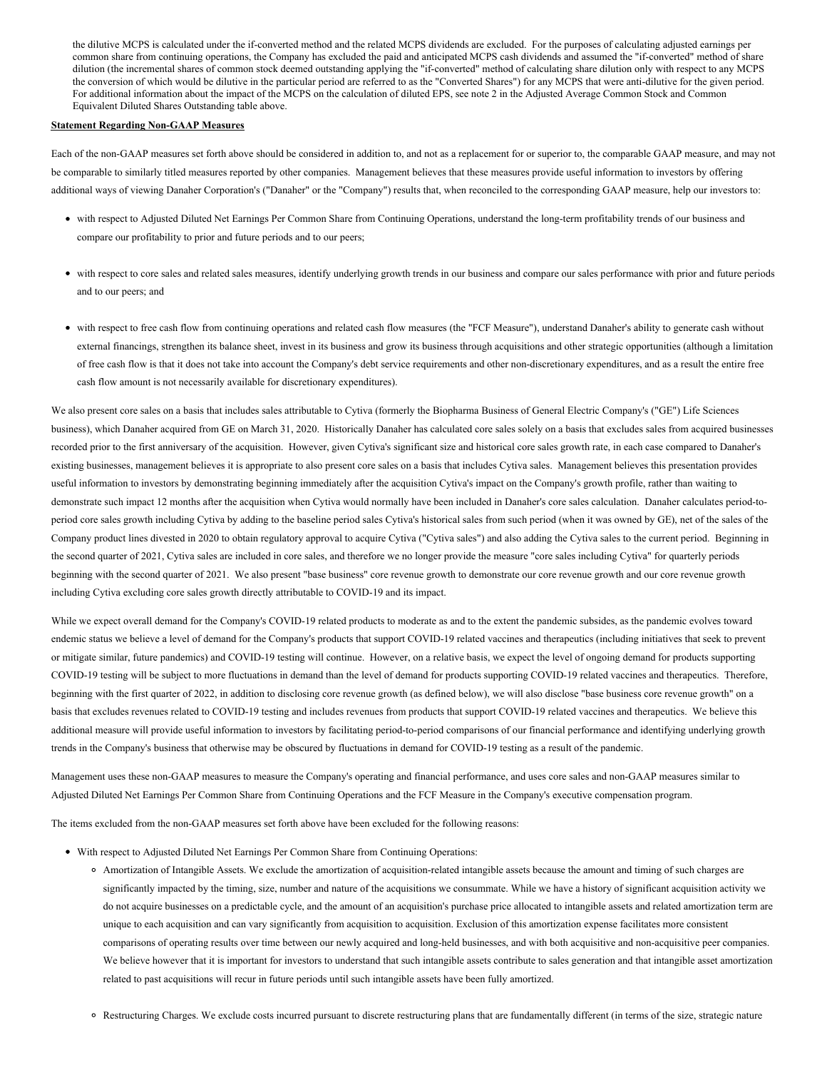the dilutive MCPS is calculated under the if-converted method and the related MCPS dividends are excluded. For the purposes of calculating adjusted earnings per common share from continuing operations, the Company has excluded the paid and anticipated MCPS cash dividends and assumed the "if-converted" method of share dilution (the incremental shares of common stock deemed outstanding applying the "if-converted" method of calculating share dilution only with respect to any MCPS the conversion of which would be dilutive in the particular period are referred to as the "Converted Shares") for any MCPS that were anti-dilutive for the given period. For additional information about the impact of the MCPS on the calculation of diluted EPS, see note 2 in the Adjusted Average Common Stock and Common Equivalent Diluted Shares Outstanding table above.

**Statement Regarding Non-GAAP Measures**

Each of the non-GAAP measures set forth above should be considered in addition to, and not as a replacement for or superior to, the comparable GAAP measure, and may not be comparable to similarly titled measures reported by other companies. Management believes that these measures provide useful information to investors by offering additional ways of viewing Danaher Corporation's ("Danaher" or the "Company") results that, when reconciled to the corresponding GAAP measure, help our investors to:

- with respect to Adjusted Diluted Net Earnings Per Common Share from Continuing Operations, understand the long-term profitability trends of our business and compare our profitability to prior and future periods and to our peers;
- with respect to core sales and related sales measures, identify underlying growth trends in our business and compare our sales performance with prior and future periods and to our peers; and
- with respect to free cash flow from continuing operations and related cash flow measures (the "FCF Measure"), understand Danaher's ability to generate cash without external financings, strengthen its balance sheet, invest in its business and grow its business through acquisitions and other strategic opportunities (although a limitation of free cash flow is that it does not take into account the Company's debt service requirements and other non-discretionary expenditures, and as a result the entire free cash flow amount is not necessarily available for discretionary expenditures).

We also present core sales on a basis that includes sales attributable to Cytiva (formerly the Biopharma Business of General Electric Company's ("GE") Life Sciences business), which Danaher acquired from GE on March 31, 2020. Historically Danaher has calculated core sales solely on a basis that excludes sales from acquired businesses recorded prior to the first anniversary of the acquisition. However, given Cytiva's significant size and historical core sales growth rate, in each case compared to Danaher's existing businesses, management believes it is appropriate to also present core sales on a basis that includes Cytiva sales. Management believes this presentation provides useful information to investors by demonstrating beginning immediately after the acquisition Cytiva's impact on the Company's growth profile, rather than waiting to demonstrate such impact 12 months after the acquisition when Cytiva would normally have been included in Danaher's core sales calculation. Danaher calculates period-to-period core sales growth including Cytiva by adding to the baseline period sales Cytiva's historical sales from such period (when it was owned by GE), net of the sales of the Company product lines divested in 2020 to obtain regulatory approval to acquire Cytiva ("Cytiva sales") and also adding the Cytiva sales to the current period. Beginning in the second quarter of 2021, Cytiva sales are included in core sales, and therefore we no longer provide the measure "core sales including Cytiva" for quarterly periods beginning with the second quarter of 2021. We also present "base business" core revenue growth to demonstrate our core revenue growth and our core revenue growth including Cytiva excluding core sales growth directly attributable to COVID-19 and its impact.

While we expect overall demand for the Company's COVID-19 related products to moderate as and to the extent the pandemic subsides, as the pandemic evolves toward endemic status we believe a level of demand for the Company's products that support COVID-19 related vaccines and therapeutics (including initiatives that seek to prevent or mitigate similar, future pandemics) and COVID-19 testing will continue. However, on a relative basis, we expect the level of ongoing demand for products supporting COVID-19 testing will be subject to more fluctuations in demand than the level of demand for products supporting COVID-19 related vaccines and therapeutics. Therefore, beginning with the first quarter of 2022, in addition to disclosing core revenue growth (as defined below), we will also disclose "base business core revenue growth" on a basis that excludes revenues related to COVID-19 testing and includes revenues from products that support COVID-19 related vaccines and therapeutics. We believe this additional measure will provide useful information to investors by facilitating period-to-period comparisons of our financial performance and identifying underlying growth trends in the Company's business that otherwise may be obscured by fluctuations in demand for COVID-19 testing as a result of the pandemic.

Management uses these non-GAAP measures to measure the Company's operating and financial performance, and uses core sales and non-GAAP measures similar to Adjusted Diluted Net Earnings Per Common Share from Continuing Operations and the FCF Measure in the Company's executive compensation program.

The items excluded from the non-GAAP measures set forth above have been excluded for the following reasons:

- With respect to Adjusted Diluted Net Earnings Per Common Share from Continuing Operations:
  - Amortization of Intangible Assets. We exclude the amortization of acquisition-related intangible assets because the amount and timing of such charges are significantly impacted by the timing, size, number and nature of the acquisitions we consummate. While we have a history of significant acquisition activity we do not acquire businesses on a predictable cycle, and the amount of an acquisition's purchase price allocated to intangible assets and related amortization term are unique to each acquisition and can vary significantly from acquisition to acquisition. Exclusion of this amortization expense facilitates more consistent comparisons of operating results over time between our newly acquired and long-held businesses, and with both acquisitive and non-acquisitive peer companies. We believe however that it is important for investors to understand that such intangible assets contribute to sales generation and that intangible asset amortization related to past acquisitions will recur in future periods until such intangible assets have been fully amortized.
  - Restructuring Charges. We exclude costs incurred pursuant to discrete restructuring plans that are fundamentally different (in terms of the size, strategic nature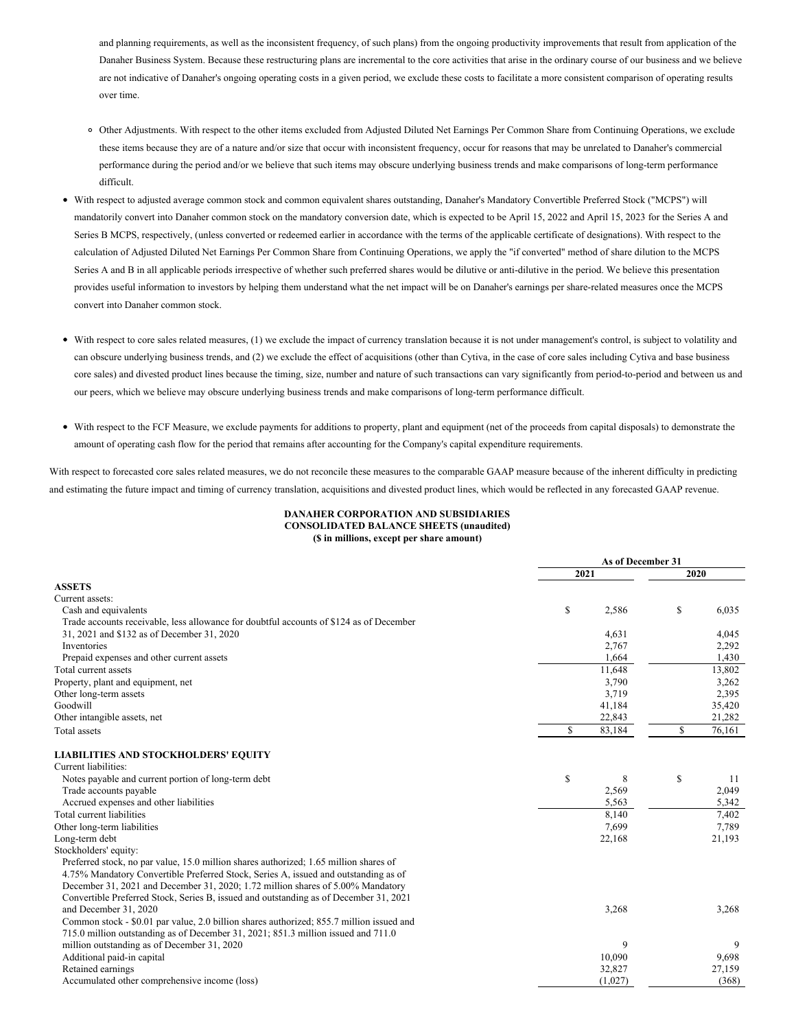and planning requirements, as well as the inconsistent frequency, of such plans) from the ongoing productivity improvements that result from application of the Danaher Business System. Because these restructuring plans are incremental to the core activities that arise in the ordinary course of our business and we believe are not indicative of Danaher's ongoing operating costs in a given period, we exclude these costs to facilitate a more consistent comparison of operating results over time.

  - Other Adjustments. With respect to the other items excluded from Adjusted Diluted Net Earnings Per Common Share from Continuing Operations, we exclude these items because they are of a nature and/or size that occur with inconsistent frequency, occur for reasons that may be unrelated to Danaher's commercial performance during the period and/or we believe that such items may obscure underlying business trends and make comparisons of long-term performance difficult.

- With respect to adjusted average common stock and common equivalent shares outstanding, Danaher's Mandatory Convertible Preferred Stock ("MCPS") will mandatorily convert into Danaher common stock on the mandatory conversion date, which is expected to be April 15, 2022 and April 15, 2023 for the Series A and Series B MCPS, respectively, (unless converted or redeemed earlier in accordance with the terms of the applicable certificate of designations). With respect to the calculation of Adjusted Diluted Net Earnings Per Common Share from Continuing Operations, we apply the "if converted" method of share dilution to the MCPS Series A and B in all applicable periods irrespective of whether such preferred shares would be dilutive or anti-dilutive in the period. We believe this presentation provides useful information to investors by helping them understand what the net impact will be on Danaher's earnings per share-related measures once the MCPS convert into Danaher common stock.

- With respect to core sales related measures, (1) we exclude the impact of currency translation because it is not under management's control, is subject to volatility and can obscure underlying business trends, and (2) we exclude the effect of acquisitions (other than Cytiva, in the case of core sales including Cytiva and base business core sales) and divested product lines because the timing, size, number and nature of such transactions can vary significantly from period-to-period and between us and our peers, which we believe may obscure underlying business trends and make comparisons of long-term performance difficult.

- With respect to the FCF Measure, we exclude payments for additions to property, plant and equipment (net of the proceeds from capital disposals) to demonstrate the amount of operating cash flow for the period that remains after accounting for the Company's capital expenditure requirements.

With respect to forecasted core sales related measures, we do not reconcile these measures to the comparable GAAP measure because of the inherent difficulty in predicting and estimating the future impact and timing of currency translation, acquisitions and divested product lines, which would be reflected in any forecasted GAAP revenue.

**DANAHER CORPORATION AND SUBSIDIARIES**
**CONSOLIDATED BALANCE SHEETS (unaudited)**
**($ in millions, except per share amount)**

| | As of December 31 | |
|---|---|---|
| | 2021 | 2020 |
| **ASSETS** | | |
| Current assets: | | |
| Cash and equivalents | $ 2,586 | $ 6,035 |
| Trade accounts receivable, less allowance for doubtful accounts of $124 as of December 31, 2021 and $132 as of December 31, 2020 | 4,631 | 4,045 |
| Inventories | 2,767 | 2,292 |
| Prepaid expenses and other current assets | 1,664 | 1,430 |
| Total current assets | 11,648 | 13,802 |
| Property, plant and equipment, net | 3,790 | 3,262 |
| Other long-term assets | 3,719 | 2,395 |
| Goodwill | 41,184 | 35,420 |
| Other intangible assets, net | 22,843 | 21,282 |
| Total assets | $ 83,184 | $ 76,161 |
| **LIABILITIES AND STOCKHOLDERS' EQUITY** | | |
| Current liabilities: | | |
| Notes payable and current portion of long-term debt | $ 8 | $ 11 |
| Trade accounts payable | 2,569 | 2,049 |
| Accrued expenses and other liabilities | 5,563 | 5,342 |
| Total current liabilities | 8,140 | 7,402 |
| Other long-term liabilities | 7,699 | 7,789 |
| Long-term debt | 22,168 | 21,193 |
| Stockholders' equity: | | |
| Preferred stock, no par value, 15.0 million shares authorized; 1.65 million shares of 4.75% Mandatory Convertible Preferred Stock, Series A, issued and outstanding as of December 31, 2021 and December 31, 2020; 1.72 million shares of 5.00% Mandatory Convertible Preferred Stock, Series B, issued and outstanding as of December 31, 2021 and December 31, 2020 | 3,268 | 3,268 |
| Common stock - $0.01 par value, 2.0 billion shares authorized; 855.7 million issued and 715.0 million outstanding as of December 31, 2021; 851.3 million issued and 711.0 million outstanding as of December 31, 2020 | 9 | 9 |
| Additional paid-in capital | 10,090 | 9,698 |
| Retained earnings | 32,827 | 27,159 |
| Accumulated other comprehensive income (loss) | (1,027) | (368) |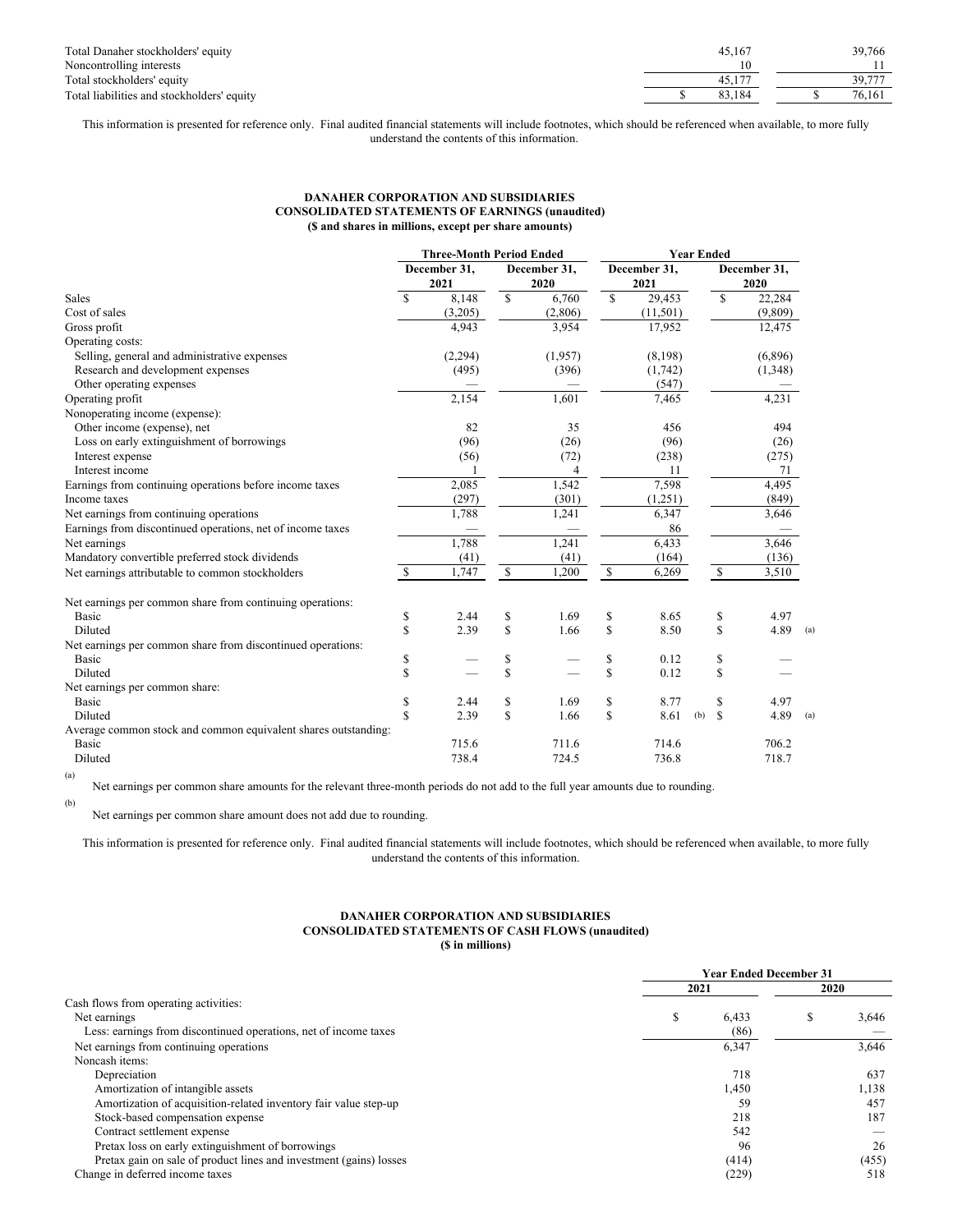| | 2021 | 2020 |
|---|---|---|
| Total Danaher stockholders' equity | 45,167 | 39,766 |
| Noncontrolling interests | 10 | 11 |
| Total stockholders' equity | 45,177 | 39,777 |
| Total liabilities and stockholders' equity | $ 83,184 | $ 76,161 |

This information is presented for reference only. Final audited financial statements will include footnotes, which should be referenced when available, to more fully understand the contents of this information.

**DANAHER CORPORATION AND SUBSIDIARIES**
**CONSOLIDATED STATEMENTS OF EARNINGS (unaudited)**
**($ and shares in millions, except per share amounts)**

| | Three-Month Period Ended | | Year Ended | |
|---|---|---|---|---|
| | December 31, 2021 | December 31, 2020 | December 31, 2021 | December 31, 2020 |
| Sales | $ 8,148 | $ 6,760 | $ 29,453 | $ 22,284 |
| Cost of sales | (3,205) | (2,806) | (11,501) | (9,809) |
| Gross profit | 4,943 | 3,954 | 17,952 | 12,475 |
| Operating costs: | | | | |
| Selling, general and administrative expenses | (2,294) | (1,957) | (8,198) | (6,896) |
| Research and development expenses | (495) | (396) | (1,742) | (1,348) |
| Other operating expenses | — | — | (547) | — |
| Operating profit | 2,154 | 1,601 | 7,465 | 4,231 |
| Nonoperating income (expense): | | | | |
| Other income (expense), net | 82 | 35 | 456 | 494 |
| Loss on early extinguishment of borrowings | (96) | (26) | (96) | (26) |
| Interest expense | (56) | (72) | (238) | (275) |
| Interest income | 1 | 4 | 11 | 71 |
| Earnings from continuing operations before income taxes | 2,085 | 1,542 | 7,598 | 4,495 |
| Income taxes | (297) | (301) | (1,251) | (849) |
| Net earnings from continuing operations | 1,788 | 1,241 | 6,347 | 3,646 |
| Earnings from discontinued operations, net of income taxes | — | — | 86 | — |
| Net earnings | 1,788 | 1,241 | 6,433 | 3,646 |
| Mandatory convertible preferred stock dividends | (41) | (41) | (164) | (136) |
| Net earnings attributable to common stockholders | $ 1,747 | $ 1,200 | $ 6,269 | $ 3,510 |
| | | | | |
| Net earnings per common share from continuing operations: | | | | |
| Basic | $ 2.44 | $ 1.69 | $ 8.65 | $ 4.97 |
| Diluted | $ 2.39 | $ 1.66 | $ 8.50 | $ 4.89 (a) |
| Net earnings per common share from discontinued operations: | | | | |
| Basic | $ — | $ — | $ 0.12 | $ — |
| Diluted | $ — | $ — | $ 0.12 | $ — |
| Net earnings per common share: | | | | |
| Basic | $ 2.44 | $ 1.69 | $ 8.77 | $ 4.97 |
| Diluted | $ 2.39 | $ 1.66 | $ 8.61 (b) | $ 4.89 (a) |
| Average common stock and common equivalent shares outstanding: | | | | |
| Basic | 715.6 | 711.6 | 714.6 | 706.2 |
| Diluted | 738.4 | 724.5 | 736.8 | 718.7 |

(a) Net earnings per common share amounts for the relevant three-month periods do not add to the full year amounts due to rounding.

(b) Net earnings per common share amount does not add due to rounding.

This information is presented for reference only. Final audited financial statements will include footnotes, which should be referenced when available, to more fully understand the contents of this information.

**DANAHER CORPORATION AND SUBSIDIARIES**
**CONSOLIDATED STATEMENTS OF CASH FLOWS (unaudited)**
**($ in millions)**

| | Year Ended December 31 | |
|---|---|---|
| | 2021 | 2020 |
| Cash flows from operating activities: | | |
| Net earnings | $ 6,433 | $ 3,646 |
| Less: earnings from discontinued operations, net of income taxes | (86) | — |
| Net earnings from continuing operations | 6,347 | 3,646 |
| Noncash items: | | |
| Depreciation | 718 | 637 |
| Amortization of intangible assets | 1,450 | 1,138 |
| Amortization of acquisition-related inventory fair value step-up | 59 | 457 |
| Stock-based compensation expense | 218 | 187 |
| Contract settlement expense | 542 | — |
| Pretax loss on early extinguishment of borrowings | 96 | 26 |
| Pretax gain on sale of product lines and investment (gains) losses | (414) | (455) |
| Change in deferred income taxes | (229) | 518 |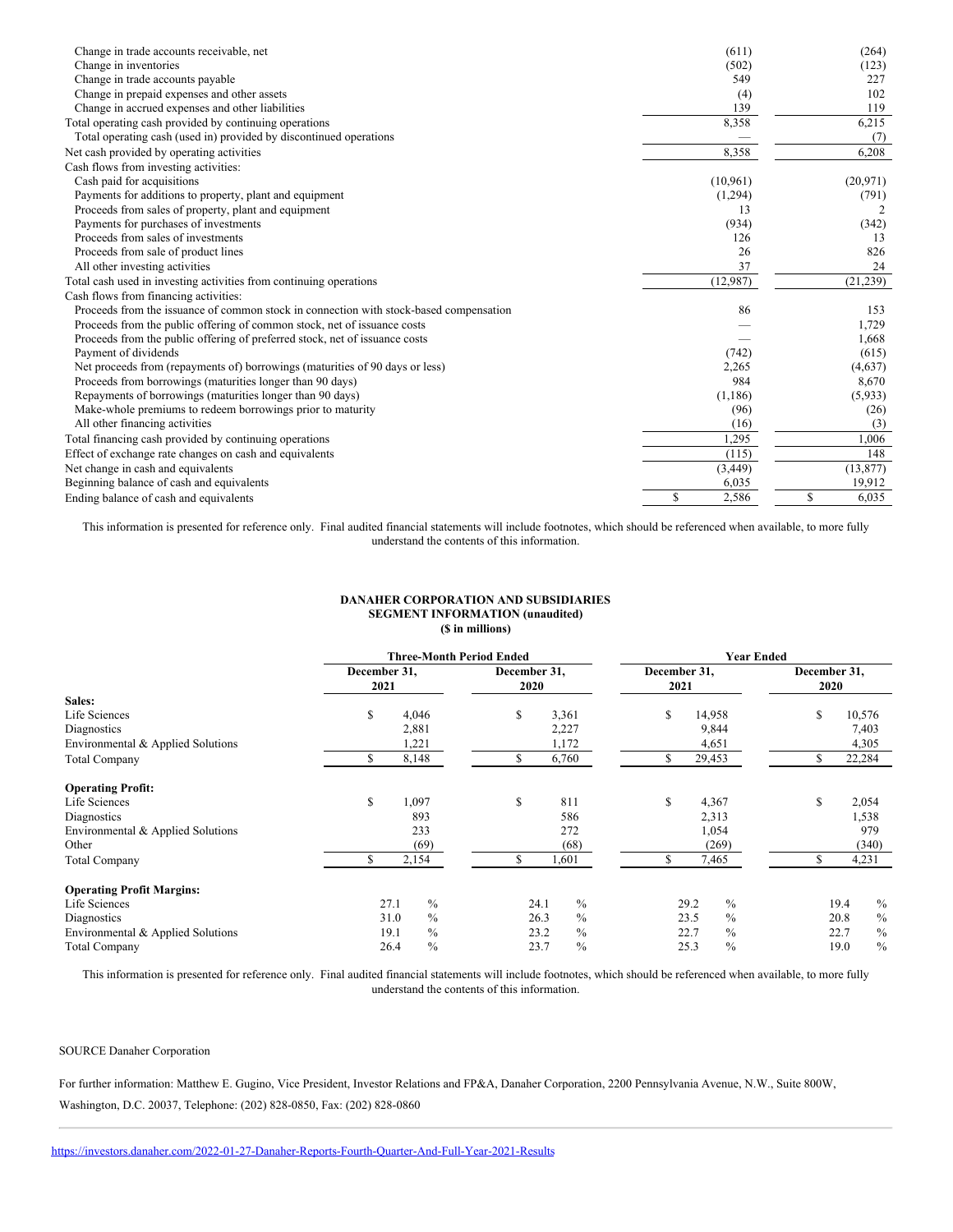| | | |
|---|---|---|
| Change in trade accounts receivable, net | (611) | (264) |
| Change in inventories | (502) | (123) |
| Change in trade accounts payable | 549 | 227 |
| Change in prepaid expenses and other assets | (4) | 102 |
| Change in accrued expenses and other liabilities | 139 | 119 |
| Total operating cash provided by continuing operations | 8,358 | 6,215 |
| Total operating cash (used in) provided by discontinued operations | — | (7) |
| Net cash provided by operating activities | 8,358 | 6,208 |
| Cash flows from investing activities: | | |
| Cash paid for acquisitions | (10,961) | (20,971) |
| Payments for additions to property, plant and equipment | (1,294) | (791) |
| Proceeds from sales of property, plant and equipment | 13 | 2 |
| Payments for purchases of investments | (934) | (342) |
| Proceeds from sales of investments | 126 | 13 |
| Proceeds from sale of product lines | 26 | 826 |
| All other investing activities | 37 | 24 |
| Total cash used in investing activities from continuing operations | (12,987) | (21,239) |
| Cash flows from financing activities: | | |
| Proceeds from the issuance of common stock in connection with stock-based compensation | 86 | 153 |
| Proceeds from the public offering of common stock, net of issuance costs | — | 1,729 |
| Proceeds from the public offering of preferred stock, net of issuance costs | — | 1,668 |
| Payment of dividends | (742) | (615) |
| Net proceeds from (repayments of) borrowings (maturities of 90 days or less) | 2,265 | (4,637) |
| Proceeds from borrowings (maturities longer than 90 days) | 984 | 8,670 |
| Repayments of borrowings (maturities longer than 90 days) | (1,186) | (5,933) |
| Make-whole premiums to redeem borrowings prior to maturity | (96) | (26) |
| All other financing activities | (16) | (3) |
| Total financing cash provided by continuing operations | 1,295 | 1,006 |
| Effect of exchange rate changes on cash and equivalents | (115) | 148 |
| Net change in cash and equivalents | (3,449) | (13,877) |
| Beginning balance of cash and equivalents | 6,035 | 19,912 |
| Ending balance of cash and equivalents | $ 2,586 | $ 6,035 |

This information is presented for reference only. Final audited financial statements will include footnotes, which should be referenced when available, to more fully understand the contents of this information.

**DANAHER CORPORATION AND SUBSIDIARIES**
**SEGMENT INFORMATION (unaudited)**
**($ in millions)**

| | Three-Month Period Ended | | Year Ended | |
|---|---|---|---|---|
| | December 31, 2021 | December 31, 2020 | December 31, 2021 | December 31, 2020 |
| **Sales:** | | | | |
| Life Sciences | $ 4,046 | $ 3,361 | $ 14,958 | $ 10,576 |
| Diagnostics | 2,881 | 2,227 | 9,844 | 7,403 |
| Environmental & Applied Solutions | 1,221 | 1,172 | 4,651 | 4,305 |
| Total Company | $ 8,148 | $ 6,760 | $ 29,453 | $ 22,284 |
| **Operating Profit:** | | | | |
| Life Sciences | $ 1,097 | $ 811 | $ 4,367 | $ 2,054 |
| Diagnostics | 893 | 586 | 2,313 | 1,538 |
| Environmental & Applied Solutions | 233 | 272 | 1,054 | 979 |
| Other | (69) | (68) | (269) | (340) |
| Total Company | $ 2,154 | $ 1,601 | $ 7,465 | $ 4,231 |
| **Operating Profit Margins:** | | | | |
| Life Sciences | 27.1 % | 24.1 % | 29.2 % | 19.4 % |
| Diagnostics | 31.0 % | 26.3 % | 23.5 % | 20.8 % |
| Environmental & Applied Solutions | 19.1 % | 23.2 % | 22.7 % | 22.7 % |
| Total Company | 26.4 % | 23.7 % | 25.3 % | 19.0 % |

This information is presented for reference only. Final audited financial statements will include footnotes, which should be referenced when available, to more fully understand the contents of this information.

SOURCE Danaher Corporation

For further information: Matthew E. Gugino, Vice President, Investor Relations and FP&A, Danaher Corporation, 2200 Pennsylvania Avenue, N.W., Suite 800W, Washington, D.C. 20037, Telephone: (202) 828-0850, Fax: (202) 828-0860

https://investors.danaher.com/2022-01-27-Danaher-Reports-Fourth-Quarter-And-Full-Year-2021-Results